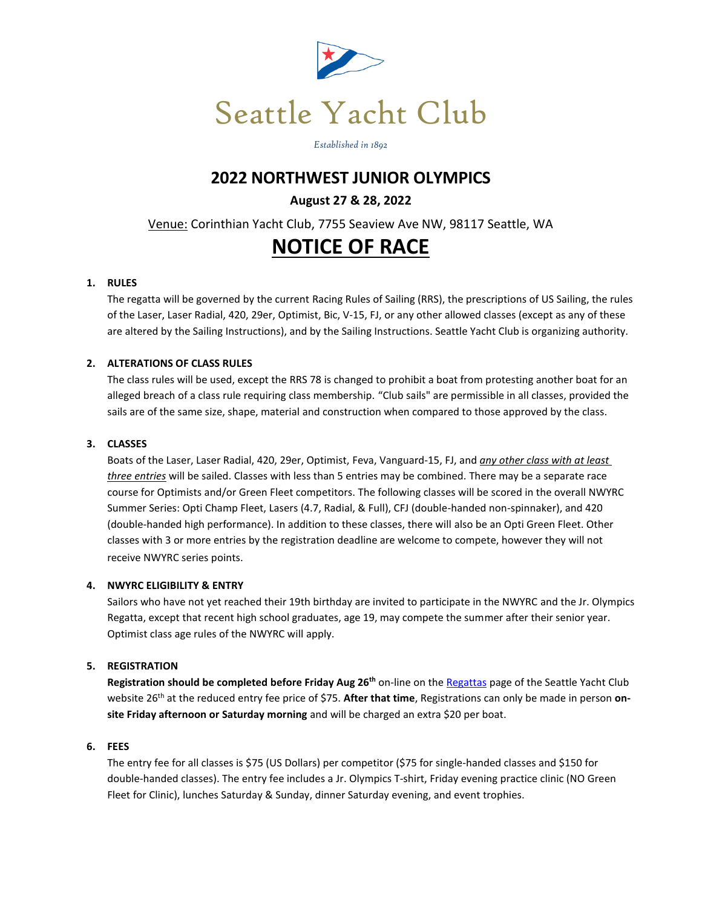# Seattle Yacht Club

*Established in 1892*

## 2022 NORTHWEST JUNIOR OLYMPICS

**August 27 & 28, 2022**

Venue: Corinthian Yacht Club, 7755 Seaview Ave NW, 98117 Seattle, WA

# NOTICE OF RACE

**1. RULES**

The regatta will be governed by the current Racing Rules of Sailing (RRS), the prescriptions of US Sailing, the rules of the Laser, Laser Radial, 420, 29er, Optimist, Bic, V-15, FJ, or any other allowed classes (except as any of these are altered by the Sailing Instructions), and by the Sailing Instructions. Seattle Yacht Club is organizing authority.

**2. ALTERATIONS OF CLASS RULES**

The class rules will be used, except the RRS 78 is changed to prohibit a boat from protesting another boat for an alleged breach of a class rule requiring class membership. "Club sails" are permissible in all classes, provided the sails are of the same size, shape, material and construction when compared to those approved by the class.

**3. CLASSES**

Boats of the Laser, Laser Radial, 420, 29er, Optimist, Feva, Vanguard-15, FJ, and *any other class with at least three entries* will be sailed. Classes with less than 5 entries may be combined. There may be a separate race course for Optimists and/or Green Fleet competitors. The following classes will be scored in the overall NWYRC Summer Series: Opti Champ Fleet, Lasers (4.7, Radial, & Full), CFJ (double-handed non-spinnaker), and 420 (double-handed high performance). In addition to these classes, there will also be an Opti Green Fleet. Other classes with 3 or more entries by the registration deadline are welcome to compete, however they will not receive NWYRC series points.

**4. NWYRC ELIGIBILITY & ENTRY**

Sailors who have not yet reached their 19th birthday are invited to participate in the NWYRC and the Jr. Olympics Regatta, except that recent high school graduates, age 19, may compete the summer after their senior year. Optimist class age rules of the NWYRC will apply.

**5. REGISTRATION**

**Registration should be completed before Friday Aug 26th** on-line on the Regattas page of the Seattle Yacht Club website 26th at the reduced entry fee price of $75. **After that time**, Registrations can only be made in person **on-site Friday afternoon or Saturday morning** and will be charged an extra $20 per boat.

**6. FEES**

The entry fee for all classes is $75 (US Dollars) per competitor ($75 for single-handed classes and $150 for double-handed classes). The entry fee includes a Jr. Olympics T-shirt, Friday evening practice clinic (NO Green Fleet for Clinic), lunches Saturday & Sunday, dinner Saturday evening, and event trophies.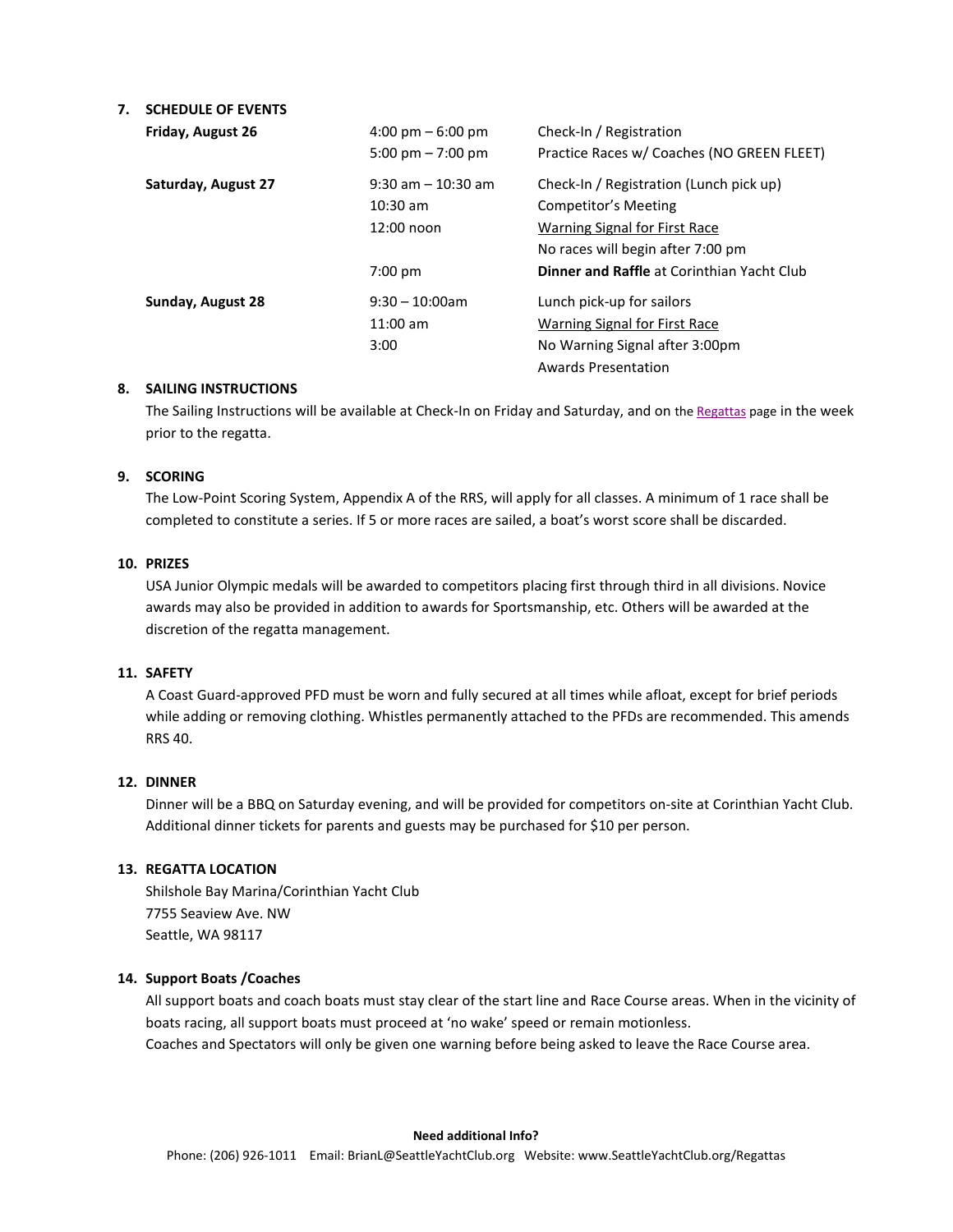## 7. SCHEDULE OF EVENTS

| | | |
|---|---|---|
| **Friday, August 26** | 4:00 pm – 6:00 pm | Check-In / Registration |
| | 5:00 pm – 7:00 pm | Practice Races w/ Coaches (NO GREEN FLEET) |
| **Saturday, August 27** | 9:30 am – 10:30 am | Check-In / Registration (Lunch pick up) |
| | 10:30 am | Competitor's Meeting |
| | 12:00 noon | Warning Signal for First Race |
| | | No races will begin after 7:00 pm |
| | 7:00 pm | **Dinner and Raffle** at Corinthian Yacht Club |
| **Sunday, August 28** | 9:30 – 10:00am | Lunch pick-up for sailors |
| | 11:00 am | Warning Signal for First Race |
| | 3:00 | No Warning Signal after 3:00pm |
| | | Awards Presentation |

## 8. SAILING INSTRUCTIONS

The Sailing Instructions will be available at Check-In on Friday and Saturday, and on the Regattas page in the week prior to the regatta.

## 9. SCORING

The Low-Point Scoring System, Appendix A of the RRS, will apply for all classes. A minimum of 1 race shall be completed to constitute a series. If 5 or more races are sailed, a boat's worst score shall be discarded.

## 10. PRIZES

USA Junior Olympic medals will be awarded to competitors placing first through third in all divisions. Novice awards may also be provided in addition to awards for Sportsmanship, etc. Others will be awarded at the discretion of the regatta management.

## 11. SAFETY

A Coast Guard-approved PFD must be worn and fully secured at all times while afloat, except for brief periods while adding or removing clothing. Whistles permanently attached to the PFDs are recommended. This amends RRS 40.

## 12. DINNER

Dinner will be a BBQ on Saturday evening, and will be provided for competitors on-site at Corinthian Yacht Club. Additional dinner tickets for parents and guests may be purchased for $10 per person.

## 13. REGATTA LOCATION

Shilshole Bay Marina/Corinthian Yacht Club
7755 Seaview Ave. NW
Seattle, WA 98117

## 14. Support Boats /Coaches

All support boats and coach boats must stay clear of the start line and Race Course areas. When in the vicinity of boats racing, all support boats must proceed at 'no wake' speed or remain motionless.
Coaches and Spectators will only be given one warning before being asked to leave the Race Course area.

**Need additional Info?**
Phone: (206) 926-1011 Email: BrianL@SeattleYachtClub.org Website: www.SeattleYachtClub.org/Regattas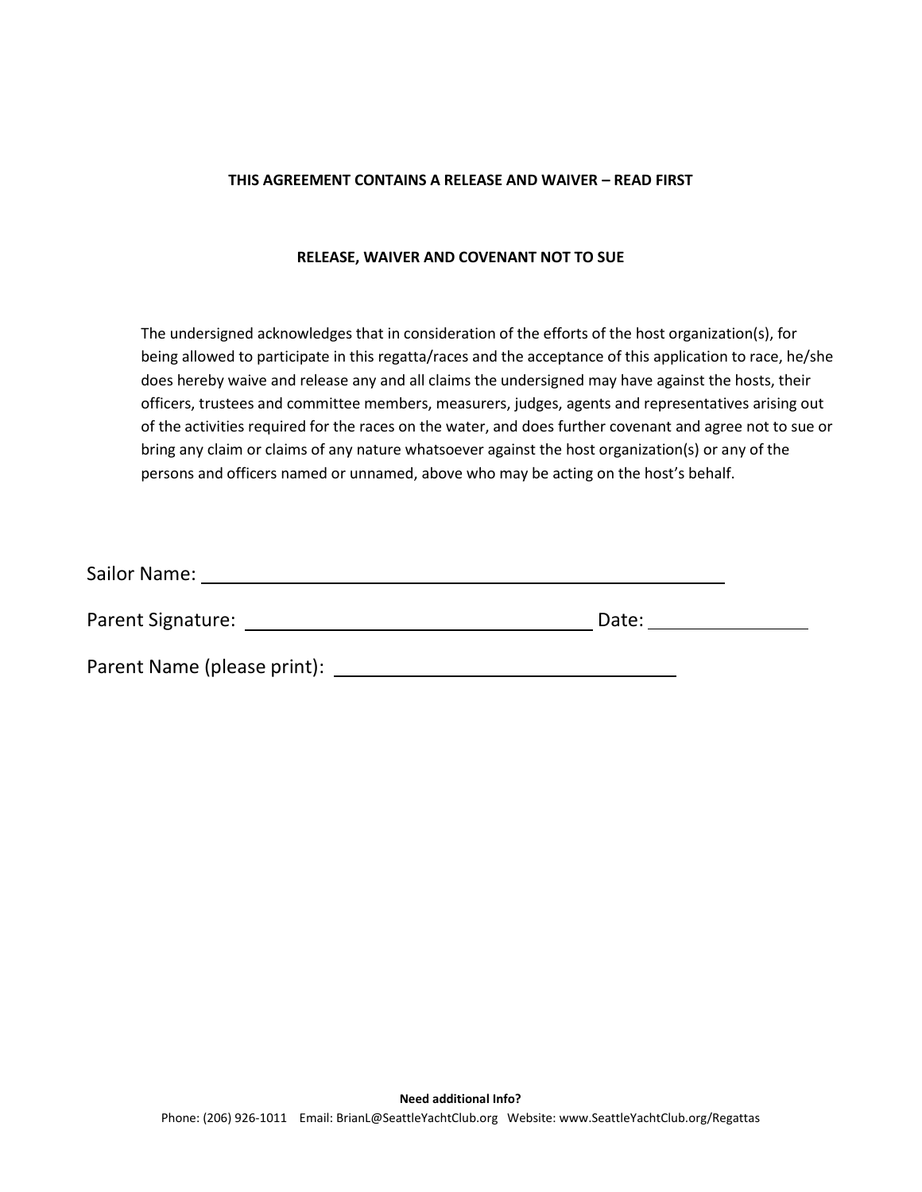**THIS AGREEMENT CONTAINS A RELEASE AND WAIVER – READ FIRST**

**RELEASE, WAIVER AND COVENANT NOT TO SUE**

The undersigned acknowledges that in consideration of the efforts of the host organization(s), for being allowed to participate in this regatta/races and the acceptance of this application to race, he/she does hereby waive and release any and all claims the undersigned may have against the hosts, their officers, trustees and committee members, measurers, judges, agents and representatives arising out of the activities required for the races on the water, and does further covenant and agree not to sue or bring any claim or claims of any nature whatsoever against the host organization(s) or any of the persons and officers named or unnamed, above who may be acting on the host's behalf.

Sailor Name: ______________________________________________

Parent Signature: ______________________________ Date: ____________

Parent Name (please print): ______________________________

**Need additional Info?**

Phone: (206) 926-1011 Email: BrianL@SeattleYachtClub.org Website: www.SeattleYachtClub.org/Regattas